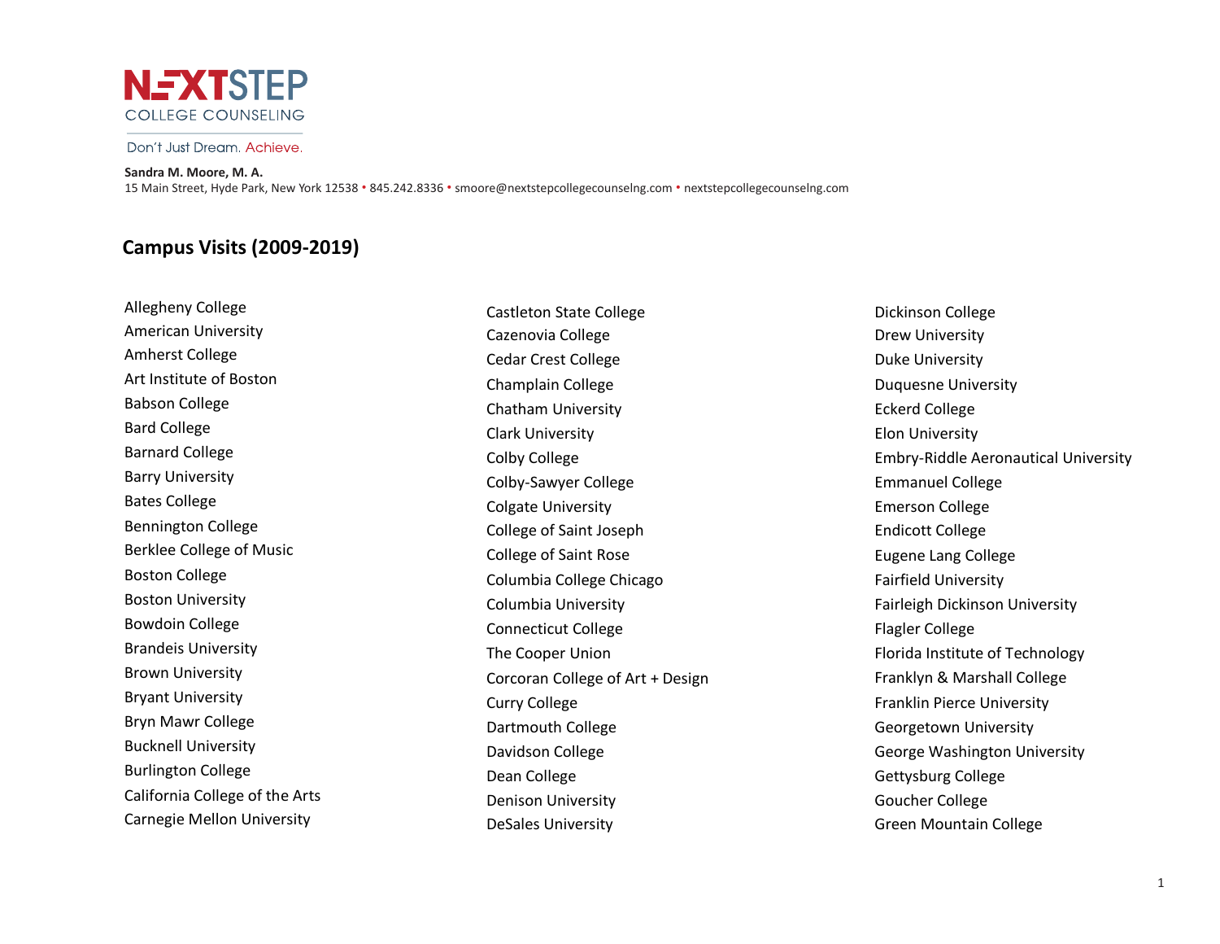# NEXTSTEP
COLLEGE COUNSELING

Don't Just Dream. Achieve.

**Sandra M. Moore, M. A.**
15 Main Street, Hyde Park, New York 12538 • 845.242.8336 • smoore@nextstepcollegecounselng.com • nextstepcollegecounselng.com

## Campus Visits (2009-2019)

Allegheny College
American University
Amherst College
Art Institute of Boston
Babson College
Bard College
Barnard College
Barry University
Bates College
Bennington College
Berklee College of Music
Boston College
Boston University
Bowdoin College
Brandeis University
Brown University
Bryant University
Bryn Mawr College
Bucknell University
Burlington College
California College of the Arts
Carnegie Mellon University
Castleton State College
Cazenovia College
Cedar Crest College
Champlain College
Chatham University
Clark University
Colby College
Colby-Sawyer College
Colgate University
College of Saint Joseph
College of Saint Rose
Columbia College Chicago
Columbia University
Connecticut College
The Cooper Union
Corcoran College of Art + Design
Curry College
Dartmouth College
Davidson College
Dean College
Denison University
DeSales University
Dickinson College
Drew University
Duke University
Duquesne University
Eckerd College
Elon University
Embry-Riddle Aeronautical University
Emmanuel College
Emerson College
Endicott College
Eugene Lang College
Fairfield University
Fairleigh Dickinson University
Flagler College
Florida Institute of Technology
Franklyn & Marshall College
Franklin Pierce University
Georgetown University
George Washington University
Gettysburg College
Goucher College
Green Mountain College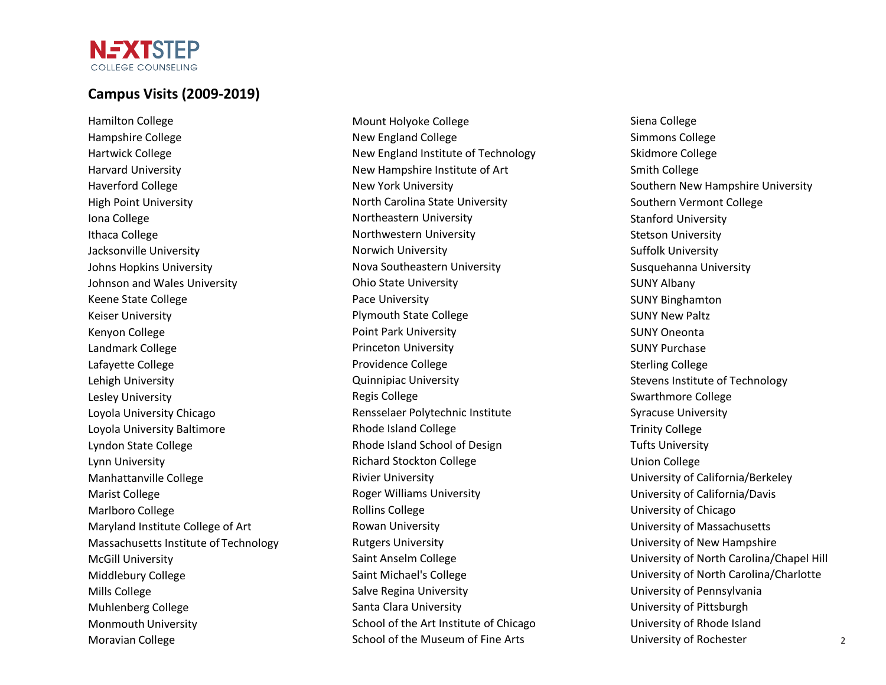NEXTSTEP
COLLEGE COUNSELING

## Campus Visits (2009-2019)

Hamilton College
Hampshire College
Hartwick College
Harvard University
Haverford College
High Point University
Iona College
Ithaca College
Jacksonville University
Johns Hopkins University
Johnson and Wales University
Keene State College
Keiser University
Kenyon College
Landmark College
Lafayette College
Lehigh University
Lesley University
Loyola University Chicago
Loyola University Baltimore
Lyndon State College
Lynn University
Manhattanville College
Marist College
Marlboro College
Maryland Institute College of Art
Massachusetts Institute of Technology
McGill University
Middlebury College
Mills College
Muhlenberg College
Monmouth University
Moravian College
Mount Holyoke College
New England College
New England Institute of Technology
New Hampshire Institute of Art
New York University
North Carolina State University
Northeastern University
Northwestern University
Norwich University
Nova Southeastern University
Ohio State University
Pace University
Plymouth State College
Point Park University
Princeton University
Providence College
Quinnipiac University
Regis College
Rensselaer Polytechnic Institute
Rhode Island College
Rhode Island School of Design
Richard Stockton College
Rivier University
Roger Williams University
Rollins College
Rowan University
Rutgers University
Saint Anselm College
Saint Michael's College
Salve Regina University
Santa Clara University
School of the Art Institute of Chicago
School of the Museum of Fine Arts
Siena College
Simmons College
Skidmore College
Smith College
Southern New Hampshire University
Southern Vermont College
Stanford University
Stetson University
Suffolk University
Susquehanna University
SUNY Albany
SUNY Binghamton
SUNY New Paltz
SUNY Oneonta
SUNY Purchase
Sterling College
Stevens Institute of Technology
Swarthmore College
Syracuse University
Trinity College
Tufts University
Union College
University of California/Berkeley
University of California/Davis
University of Chicago
University of Massachusetts
University of New Hampshire
University of North Carolina/Chapel Hill
University of North Carolina/Charlotte
University of Pennsylvania
University of Pittsburgh
University of Rhode Island
University of Rochester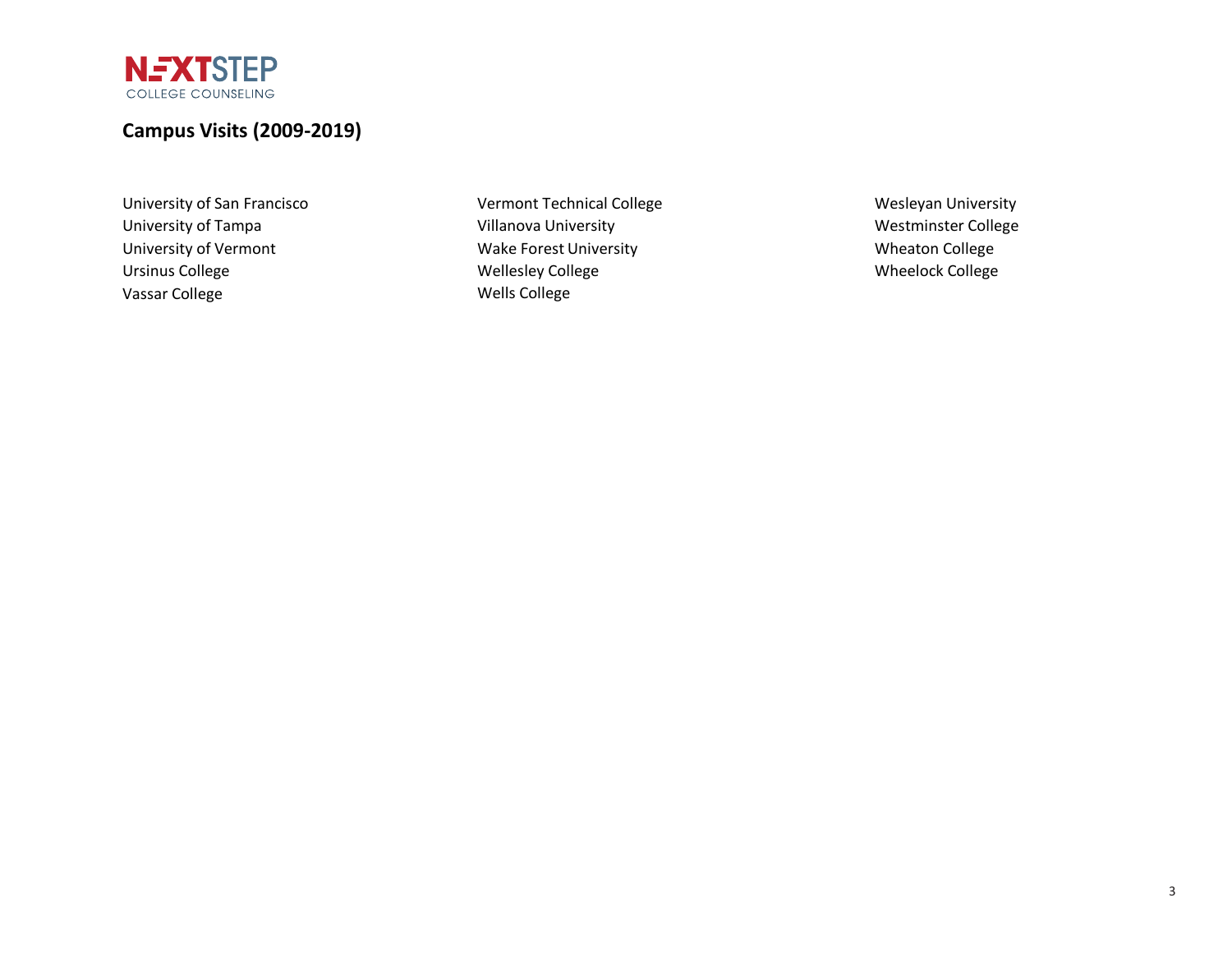## Campus Visits (2009-2019)

University of San Francisco
University of Tampa
University of Vermont
Ursinus College
Vassar College
Vermont Technical College
Villanova University
Wake Forest University
Wellesley College
Wells College
Wesleyan University
Westminster College
Wheaton College
Wheelock College